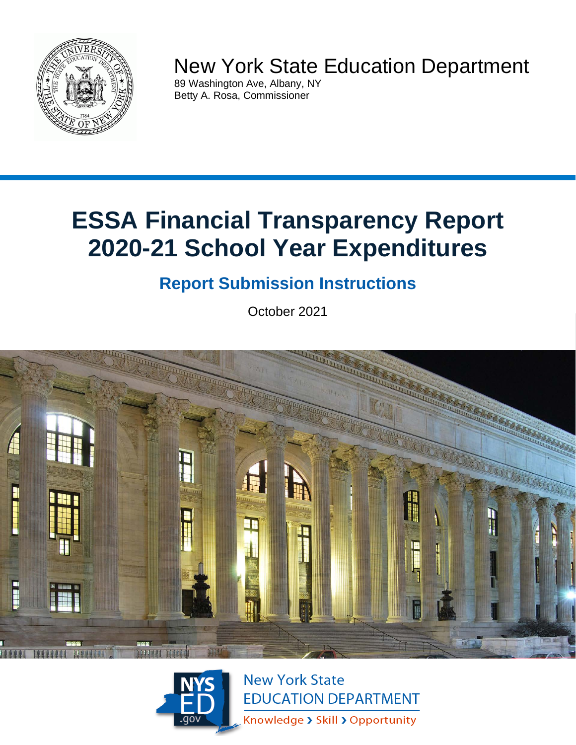New York State Education Department

89 Washington Ave, Albany, NY
Betty A. Rosa, Commissioner

# ESSA Financial Transparency Report 2020-21 School Year Expenditures

## Report Submission Instructions

October 2021

New York State
EDUCATION DEPARTMENT
Knowledge › Skill › Opportunity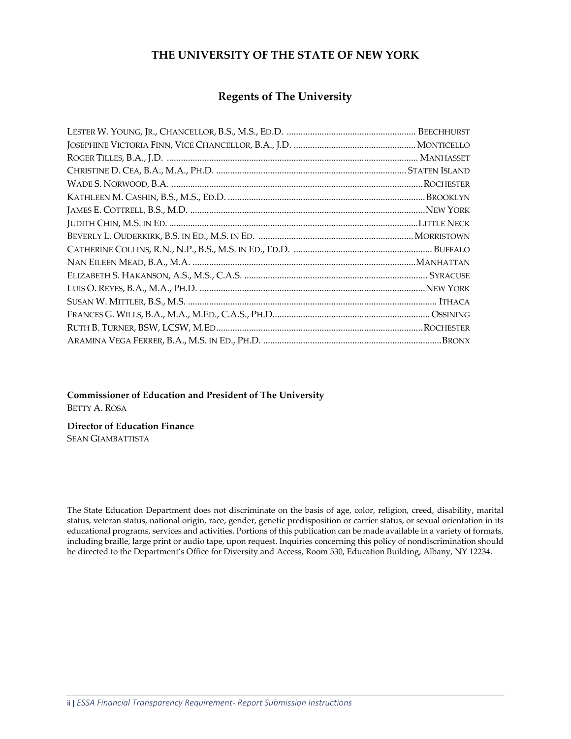# THE UNIVERSITY OF THE STATE OF NEW YORK

## Regents of The University

LESTER W. YOUNG, JR., CHANCELLOR, B.S., M.S., ED.D. ....................................................... BEECHHURST
JOSEPHINE VICTORIA FINN, VICE CHANCELLOR, B.A., J.D. .................................................... MONTICELLO
ROGER TILLES, B.A., J.D. ........................................................................................................ MANHASSET
CHRISTINE D. CEA, B.A., M.A., PH.D. ................................................................................ STATEN ISLAND
WADE S. NORWOOD, B.A. ..........................................................................................................ROCHESTER
KATHLEEN M. CASHIN, B.S., M.S., ED.D. ....................................................................................BROOKLYN
JAMES E. COTTRELL, B.S., M.D. ...................................................................................................NEW YORK
JUDITH CHIN, M.S. IN ED. ..........................................................................................................LITTLE NECK
BEVERLY L. OUDERKIRK, B.S. IN ED., M.S. IN ED. ..................................................................MORRISTOWN
CATHERINE COLLINS, R.N., N.P., B.S., M.S. IN ED., ED.D. ........................................................... BUFFALO
NAN EILEEN MEAD, B.A., M.A. ..............................................................................................MANHATTAN
ELIZABETH S. HAKANSON, A.S., M.S., C.A.S. ............................................................................. SYRACUSE
LUIS O. REYES, B.A., M.A., PH.D. ................................................................................................NEW YORK
SUSAN W. MITTLER, B.S., M.S. .......................................................................................................... ITHACA
FRANCES G. WILLS, B.A., M.A., M.ED., C.A.S., PH.D.................................................................. OSSINING
RUTH B. TURNER, BSW, LCSW, M.ED........................................................................................ROCHESTER
ARAMINA VEGA FERRER, B.A., M.S. IN ED., PH.D. ............................................................................BRONX

**Commissioner of Education and President of The University**
BETTY A. ROSA

**Director of Education Finance**
SEAN GIAMBATTISTA

The State Education Department does not discriminate on the basis of age, color, religion, creed, disability, marital status, veteran status, national origin, race, gender, genetic predisposition or carrier status, or sexual orientation in its educational programs, services and activities. Portions of this publication can be made available in a variety of formats, including braille, large print or audio tape, upon request. Inquiries concerning this policy of nondiscrimination should be directed to the Department's Office for Diversity and Access, Room 530, Education Building, Albany, NY 12234.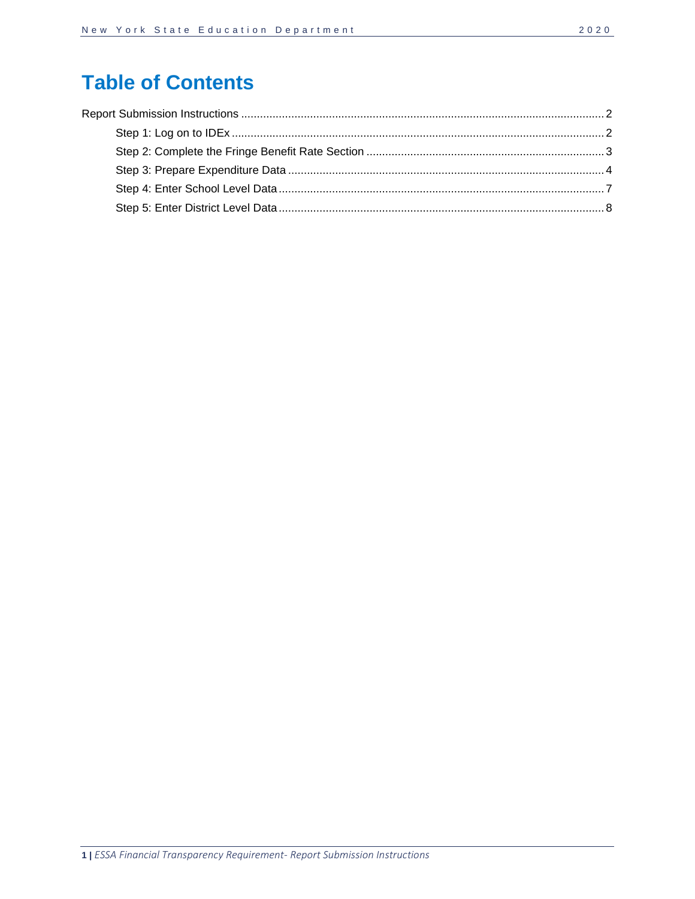# Table of Contents

Report Submission Instructions ..... 2

- Step 1: Log on to IDEx ..... 2
- Step 2: Complete the Fringe Benefit Rate Section ..... 3
- Step 3: Prepare Expenditure Data ..... 4
- Step 4: Enter School Level Data ..... 7
- Step 5: Enter District Level Data ..... 8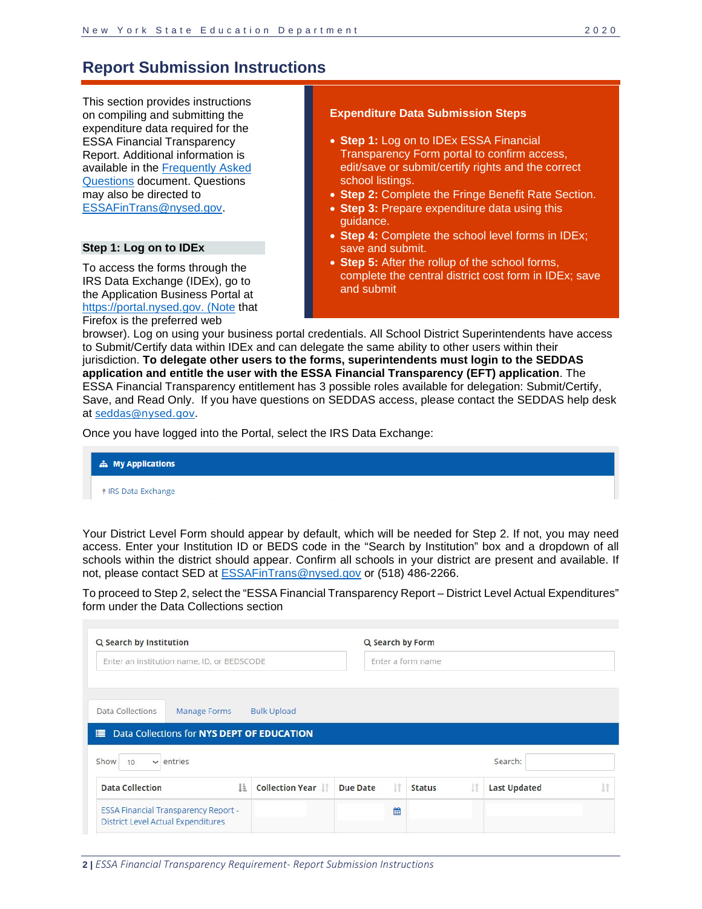## Report Submission Instructions

This section provides instructions on compiling and submitting the expenditure data required for the ESSA Financial Transparency Report. Additional information is available in the Frequently Asked Questions document. Questions may also be directed to ESSAFinTrans@nysed.gov.

### Expenditure Data Submission Steps

- **Step 1:** Log on to IDEx ESSA Financial Transparency Form portal to confirm access, edit/save or submit/certify rights and the correct school listings.
- **Step 2:** Complete the Fringe Benefit Rate Section.
- **Step 3:** Prepare expenditure data using this guidance.
- **Step 4:** Complete the school level forms in IDEx; save and submit.
- **Step 5:** After the rollup of the school forms, complete the central district cost form in IDEx; save and submit

### Step 1: Log on to IDEx

To access the forms through the IRS Data Exchange (IDEx), go to the Application Business Portal at https://portal.nysed.gov. (Note that Firefox is the preferred web browser). Log on using your business portal credentials. All School District Superintendents have access to Submit/Certify data within IDEx and can delegate the same ability to other users within their jurisdiction. **To delegate other users to the forms, superintendents must login to the SEDDAS application and entitle the user with the ESSA Financial Transparency (EFT) application**. The ESSA Financial Transparency entitlement has 3 possible roles available for delegation: Submit/Certify, Save, and Read Only. If you have questions on SEDDAS access, please contact the SEDDAS help desk at seddas@nysed.gov.

Once you have logged into the Portal, select the IRS Data Exchange:

**My Applications**

- IRS Data Exchange

Your District Level Form should appear by default, which will be needed for Step 2. If not, you may need access. Enter your Institution ID or BEDS code in the "Search by Institution" box and a dropdown of all schools within the district should appear. Confirm all schools in your district are present and available. If not, please contact SED at ESSAFinTrans@nysed.gov or (518) 486-2266.

To proceed to Step 2, select the "ESSA Financial Transparency Report – District Level Actual Expenditures" form under the Data Collections section

**Search by Institution**: Enter an institution name, ID, or BEDSCODE

**Search by Form**: Enter a form name

Data Collections | Manage Forms | Bulk Upload

**Data Collections for NYS DEPT OF EDUCATION**

Show 10 entries — Search:

| Data Collection | Collection Year | Due Date | Status | Last Updated |
|---|---|---|---|---|
| ESSA Financial Transparency Report - District Level Actual Expenditures | | | | |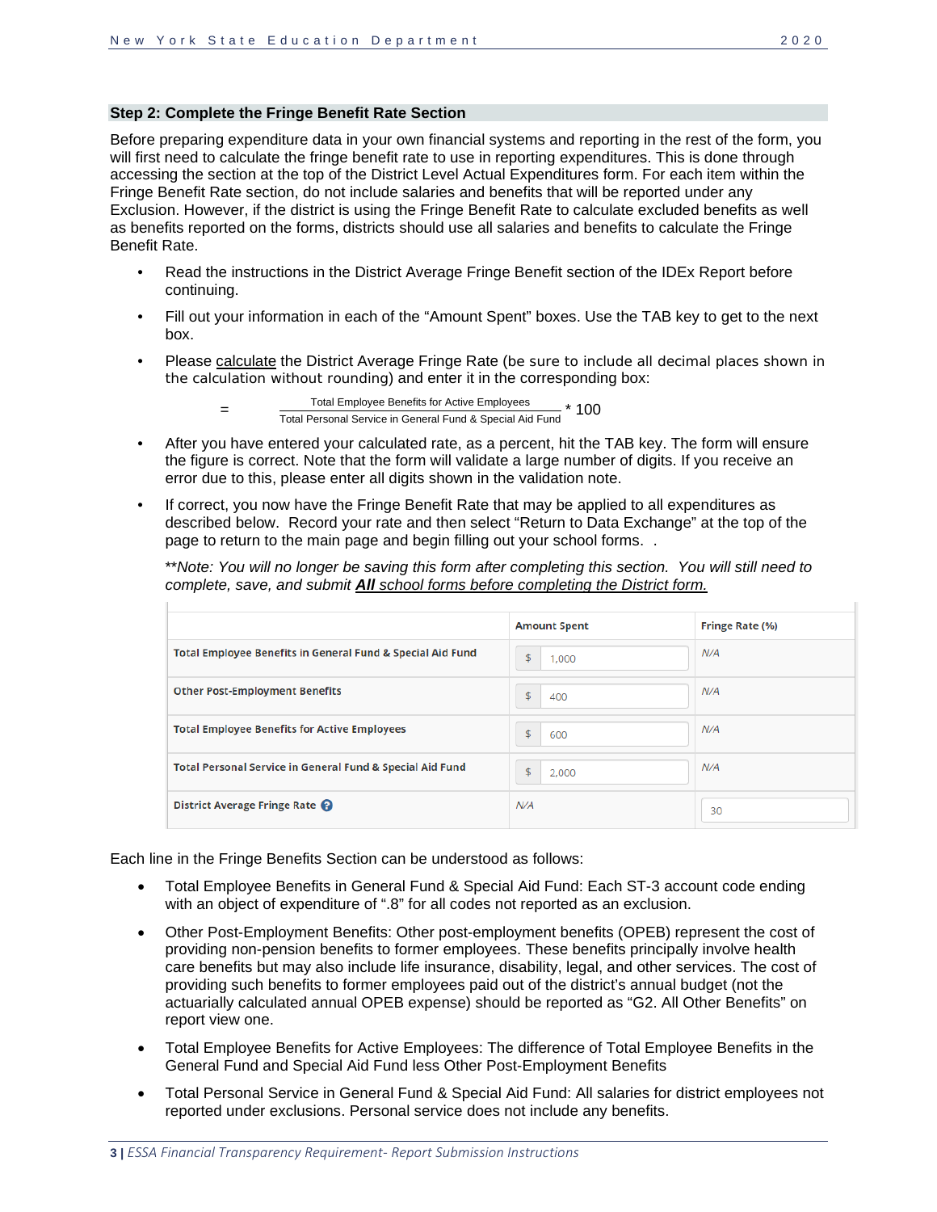## Step 2: Complete the Fringe Benefit Rate Section

Before preparing expenditure data in your own financial systems and reporting in the rest of the form, you will first need to calculate the fringe benefit rate to use in reporting expenditures. This is done through accessing the section at the top of the District Level Actual Expenditures form. For each item within the Fringe Benefit Rate section, do not include salaries and benefits that will be reported under any Exclusion. However, if the district is using the Fringe Benefit Rate to calculate excluded benefits as well as benefits reported on the forms, districts should use all salaries and benefits to calculate the Fringe Benefit Rate.

- Read the instructions in the District Average Fringe Benefit section of the IDEx Report before continuing.
- Fill out your information in each of the "Amount Spent" boxes. Use the TAB key to get to the next box.
- Please <u>calculate</u> the District Average Fringe Rate (be sure to include all decimal places shown in the calculation without rounding) and enter it in the corresponding box:

$$= \frac{\text{Total Employee Benefits for Active Employees}}{\text{Total Personal Service in General Fund \& Special Aid Fund}} * 100$$

- After you have entered your calculated rate, as a percent, hit the TAB key. The form will ensure the figure is correct. Note that the form will validate a large number of digits. If you receive an error due to this, please enter all digits shown in the validation note.
- If correct, you now have the Fringe Benefit Rate that may be applied to all expenditures as described below. Record your rate and then select "Return to Data Exchange" at the top of the page to return to the main page and begin filling out your school forms. .

  *\*\*Note: You will no longer be saving this form after completing this section. You will still need to complete, save, and submit <u>**All** school forms before completing the District form.</u>*

| | Amount Spent | Fringe Rate (%) |
|---|---|---|
| Total Employee Benefits in General Fund & Special Aid Fund | $ 1,000 | N/A |
| Other Post-Employment Benefits | $ 400 | N/A |
| Total Employee Benefits for Active Employees | $ 600 | N/A |
| Total Personal Service in General Fund & Special Aid Fund | $ 2,000 | N/A |
| District Average Fringe Rate | N/A | 30 |

Each line in the Fringe Benefits Section can be understood as follows:

- Total Employee Benefits in General Fund & Special Aid Fund: Each ST-3 account code ending with an object of expenditure of ".8" for all codes not reported as an exclusion.
- Other Post-Employment Benefits: Other post-employment benefits (OPEB) represent the cost of providing non-pension benefits to former employees. These benefits principally involve health care benefits but may also include life insurance, disability, legal, and other services. The cost of providing such benefits to former employees paid out of the district's annual budget (not the actuarially calculated annual OPEB expense) should be reported as "G2. All Other Benefits" on report view one.
- Total Employee Benefits for Active Employees: The difference of Total Employee Benefits in the General Fund and Special Aid Fund less Other Post-Employment Benefits
- Total Personal Service in General Fund & Special Aid Fund: All salaries for district employees not reported under exclusions. Personal service does not include any benefits.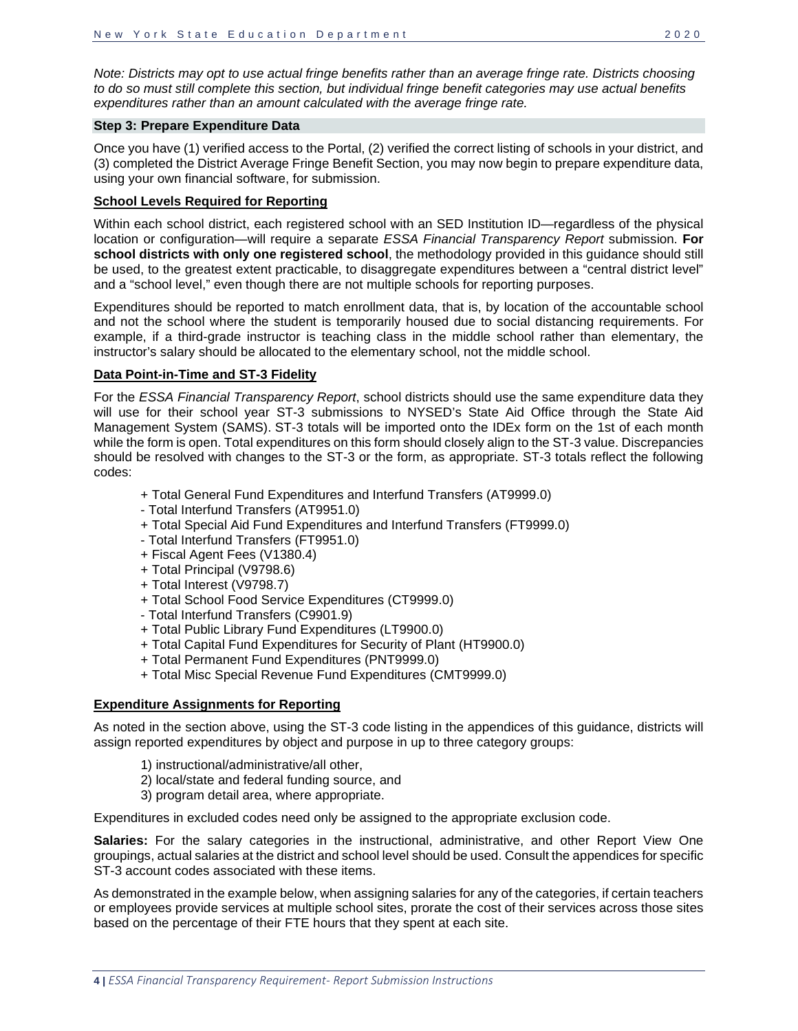*Note: Districts may opt to use actual fringe benefits rather than an average fringe rate. Districts choosing to do so must still complete this section, but individual fringe benefit categories may use actual benefits expenditures rather than an amount calculated with the average fringe rate.*

### Step 3: Prepare Expenditure Data

Once you have (1) verified access to the Portal, (2) verified the correct listing of schools in your district, and (3) completed the District Average Fringe Benefit Section, you may now begin to prepare expenditure data, using your own financial software, for submission.

#### School Levels Required for Reporting

Within each school district, each registered school with an SED Institution ID—regardless of the physical location or configuration—will require a separate *ESSA Financial Transparency Report* submission. **For school districts with only one registered school**, the methodology provided in this guidance should still be used, to the greatest extent practicable, to disaggregate expenditures between a "central district level" and a "school level," even though there are not multiple schools for reporting purposes.

Expenditures should be reported to match enrollment data, that is, by location of the accountable school and not the school where the student is temporarily housed due to social distancing requirements. For example, if a third-grade instructor is teaching class in the middle school rather than elementary, the instructor's salary should be allocated to the elementary school, not the middle school.

#### Data Point-in-Time and ST-3 Fidelity

For the *ESSA Financial Transparency Report*, school districts should use the same expenditure data they will use for their school year ST-3 submissions to NYSED's State Aid Office through the State Aid Management System (SAMS). ST-3 totals will be imported onto the IDEx form on the 1st of each month while the form is open. Total expenditures on this form should closely align to the ST-3 value. Discrepancies should be resolved with changes to the ST-3 or the form, as appropriate. ST-3 totals reflect the following codes:

+ Total General Fund Expenditures and Interfund Transfers (AT9999.0)
- Total Interfund Transfers (AT9951.0)
+ Total Special Aid Fund Expenditures and Interfund Transfers (FT9999.0)
- Total Interfund Transfers (FT9951.0)
+ Fiscal Agent Fees (V1380.4)
+ Total Principal (V9798.6)
+ Total Interest (V9798.7)
+ Total School Food Service Expenditures (CT9999.0)
- Total Interfund Transfers (C9901.9)
+ Total Public Library Fund Expenditures (LT9900.0)
+ Total Capital Fund Expenditures for Security of Plant (HT9900.0)
+ Total Permanent Fund Expenditures (PNT9999.0)
+ Total Misc Special Revenue Fund Expenditures (CMT9999.0)

#### Expenditure Assignments for Reporting

As noted in the section above, using the ST-3 code listing in the appendices of this guidance, districts will assign reported expenditures by object and purpose in up to three category groups:

1) instructional/administrative/all other,
2) local/state and federal funding source, and
3) program detail area, where appropriate.

Expenditures in excluded codes need only be assigned to the appropriate exclusion code.

**Salaries:** For the salary categories in the instructional, administrative, and other Report View One groupings, actual salaries at the district and school level should be used. Consult the appendices for specific ST-3 account codes associated with these items.

As demonstrated in the example below, when assigning salaries for any of the categories, if certain teachers or employees provide services at multiple school sites, prorate the cost of their services across those sites based on the percentage of their FTE hours that they spent at each site.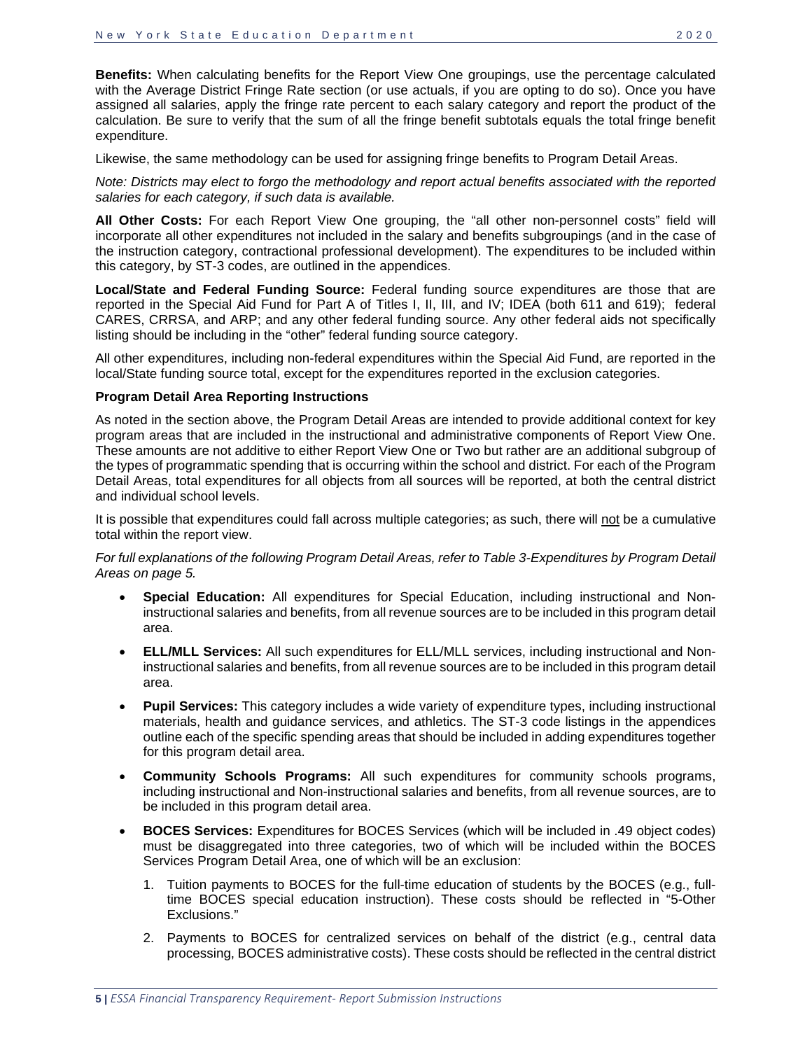**Benefits:** When calculating benefits for the Report View One groupings, use the percentage calculated with the Average District Fringe Rate section (or use actuals, if you are opting to do so). Once you have assigned all salaries, apply the fringe rate percent to each salary category and report the product of the calculation. Be sure to verify that the sum of all the fringe benefit subtotals equals the total fringe benefit expenditure.

Likewise, the same methodology can be used for assigning fringe benefits to Program Detail Areas.

*Note: Districts may elect to forgo the methodology and report actual benefits associated with the reported salaries for each category, if such data is available.*

**All Other Costs:** For each Report View One grouping, the "all other non-personnel costs" field will incorporate all other expenditures not included in the salary and benefits subgroupings (and in the case of the instruction category, contractional professional development). The expenditures to be included within this category, by ST-3 codes, are outlined in the appendices.

**Local/State and Federal Funding Source:** Federal funding source expenditures are those that are reported in the Special Aid Fund for Part A of Titles I, II, III, and IV; IDEA (both 611 and 619); federal CARES, CRRSA, and ARP; and any other federal funding source. Any other federal aids not specifically listing should be including in the "other" federal funding source category.

All other expenditures, including non-federal expenditures within the Special Aid Fund, are reported in the local/State funding source total, except for the expenditures reported in the exclusion categories.

**Program Detail Area Reporting Instructions**

As noted in the section above, the Program Detail Areas are intended to provide additional context for key program areas that are included in the instructional and administrative components of Report View One. These amounts are not additive to either Report View One or Two but rather are an additional subgroup of the types of programmatic spending that is occurring within the school and district. For each of the Program Detail Areas, total expenditures for all objects from all sources will be reported, at both the central district and individual school levels.

It is possible that expenditures could fall across multiple categories; as such, there will not be a cumulative total within the report view.

*For full explanations of the following Program Detail Areas, refer to Table 3-Expenditures by Program Detail Areas on page 5.*

- **Special Education:** All expenditures for Special Education, including instructional and Non-instructional salaries and benefits, from all revenue sources are to be included in this program detail area.
- **ELL/MLL Services:** All such expenditures for ELL/MLL services, including instructional and Non-instructional salaries and benefits, from all revenue sources are to be included in this program detail area.
- **Pupil Services:** This category includes a wide variety of expenditure types, including instructional materials, health and guidance services, and athletics. The ST-3 code listings in the appendices outline each of the specific spending areas that should be included in adding expenditures together for this program detail area.
- **Community Schools Programs:** All such expenditures for community schools programs, including instructional and Non-instructional salaries and benefits, from all revenue sources, are to be included in this program detail area.
- **BOCES Services:** Expenditures for BOCES Services (which will be included in .49 object codes) must be disaggregated into three categories, two of which will be included within the BOCES Services Program Detail Area, one of which will be an exclusion:
  1. Tuition payments to BOCES for the full-time education of students by the BOCES (e.g., full-time BOCES special education instruction). These costs should be reflected in "5-Other Exclusions."
  2. Payments to BOCES for centralized services on behalf of the district (e.g., central data processing, BOCES administrative costs). These costs should be reflected in the central district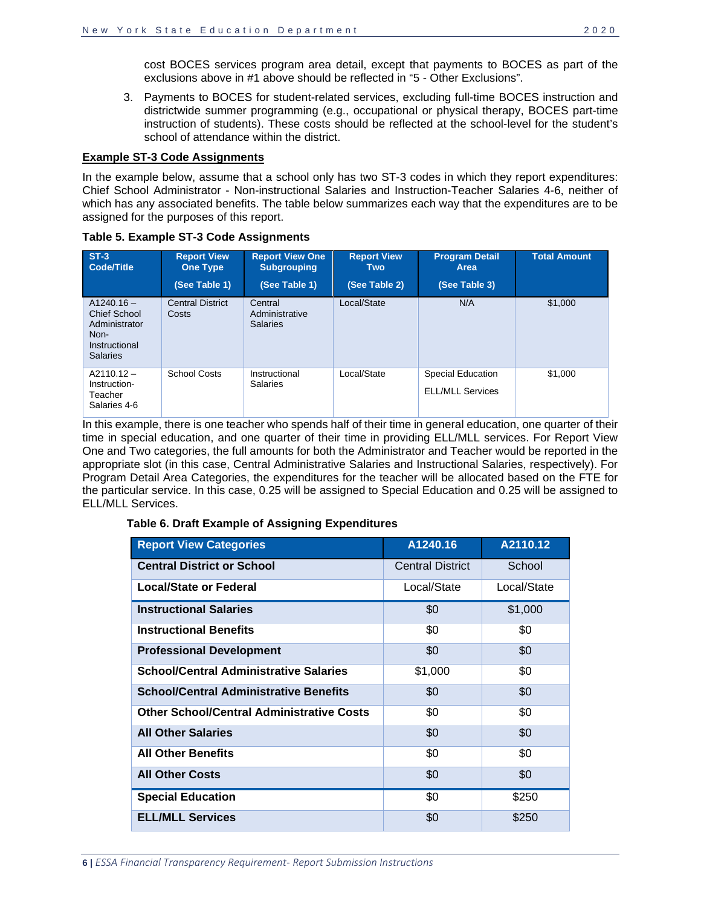cost BOCES services program area detail, except that payments to BOCES as part of the exclusions above in #1 above should be reflected in "5 - Other Exclusions".

3. Payments to BOCES for student-related services, excluding full-time BOCES instruction and districtwide summer programming (e.g., occupational or physical therapy, BOCES part-time instruction of students). These costs should be reflected at the school-level for the student's school of attendance within the district.

**Example ST-3 Code Assignments**

In the example below, assume that a school only has two ST-3 codes in which they report expenditures: Chief School Administrator - Non-instructional Salaries and Instruction-Teacher Salaries 4-6, neither of which has any associated benefits. The table below summarizes each way that the expenditures are to be assigned for the purposes of this report.

**Table 5. Example ST-3 Code Assignments**

| ST-3 Code/Title | Report View One Type (See Table 1) | Report View One Subgrouping (See Table 1) | Report View Two (See Table 2) | Program Detail Area (See Table 3) | Total Amount |
|---|---|---|---|---|---|
| A1240.16 – Chief School Administrator Non-Instructional Salaries | Central District Costs | Central Administrative Salaries | Local/State | N/A | $1,000 |
| A2110.12 – Instruction-Teacher Salaries 4-6 | School Costs | Instructional Salaries | Local/State | Special Education<br>ELL/MLL Services | $1,000 |

In this example, there is one teacher who spends half of their time in general education, one quarter of their time in special education, and one quarter of their time in providing ELL/MLL services. For Report View One and Two categories, the full amounts for both the Administrator and Teacher would be reported in the appropriate slot (in this case, Central Administrative Salaries and Instructional Salaries, respectively). For Program Detail Area Categories, the expenditures for the teacher will be allocated based on the FTE for the particular service. In this case, 0.25 will be assigned to Special Education and 0.25 will be assigned to ELL/MLL Services.

**Table 6. Draft Example of Assigning Expenditures**

| Report View Categories | A1240.16 | A2110.12 |
|---|---|---|
| **Central District or School** | Central District | School |
| **Local/State or Federal** | Local/State | Local/State |
| **Instructional Salaries** | $0 | $1,000 |
| **Instructional Benefits** | $0 | $0 |
| **Professional Development** | $0 | $0 |
| **School/Central Administrative Salaries** | $1,000 | $0 |
| **School/Central Administrative Benefits** | $0 | $0 |
| **Other School/Central Administrative Costs** | $0 | $0 |
| **All Other Salaries** | $0 | $0 |
| **All Other Benefits** | $0 | $0 |
| **All Other Costs** | $0 | $0 |
| **Special Education** | $0 | $250 |
| **ELL/MLL Services** | $0 | $250 |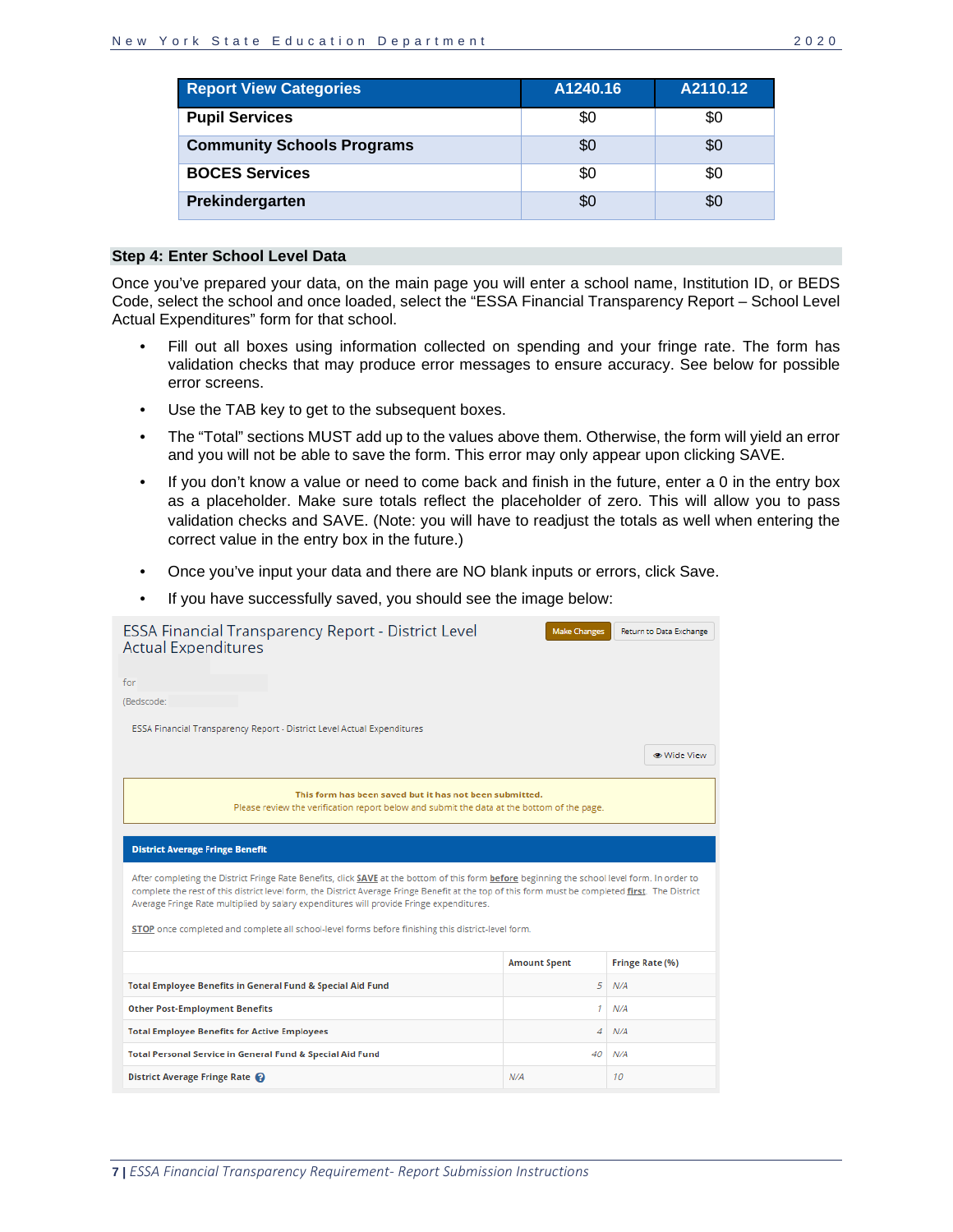| Report View Categories | A1240.16 | A2110.12 |
|---|---|---|
| **Pupil Services** | $0 | $0 |
| **Community Schools Programs** | $0 | $0 |
| **BOCES Services** | $0 | $0 |
| **Prekindergarten** | $0 | $0 |

### Step 4: Enter School Level Data

Once you've prepared your data, on the main page you will enter a school name, Institution ID, or BEDS Code, select the school and once loaded, select the "ESSA Financial Transparency Report – School Level Actual Expenditures" form for that school.

- Fill out all boxes using information collected on spending and your fringe rate. The form has validation checks that may produce error messages to ensure accuracy. See below for possible error screens.
- Use the TAB key to get to the subsequent boxes.
- The "Total" sections MUST add up to the values above them. Otherwise, the form will yield an error and you will not be able to save the form. This error may only appear upon clicking SAVE.
- If you don't know a value or need to come back and finish in the future, enter a 0 in the entry box as a placeholder. Make sure totals reflect the placeholder of zero. This will allow you to pass validation checks and SAVE. (Note: you will have to readjust the totals as well when entering the correct value in the entry box in the future.)
- Once you've input your data and there are NO blank inputs or errors, click Save.
- If you have successfully saved, you should see the image below:

ESSA Financial Transparency Report - District Level Actual Expenditures

Make Changes | Return to Data Exchange

for

(Bedscode:

ESSA Financial Transparency Report - District Level Actual Expenditures

Wide View

**This form has been saved but it has not been submitted.**
Please review the verification report below and submit the data at the bottom of the page.

**District Average Fringe Benefit**

After completing the District Fringe Rate Benefits, click **SAVE** at the bottom of this form **before** beginning the school level form. In order to complete the rest of this district level form, the District Average Fringe Benefit at the top of this form must be completed **first**. The District Average Fringe Rate multiplied by salary expenditures will provide Fringe expenditures.

**STOP** once completed and complete all school-level forms before finishing this district-level form.

| | Amount Spent | Fringe Rate (%) |
|---|---|---|
| Total Employee Benefits in General Fund & Special Aid Fund | 5 | N/A |
| Other Post-Employment Benefits | 1 | N/A |
| Total Employee Benefits for Active Employees | 4 | N/A |
| Total Personal Service in General Fund & Special Aid Fund | 40 | N/A |
| District Average Fringe Rate | N/A | 10 |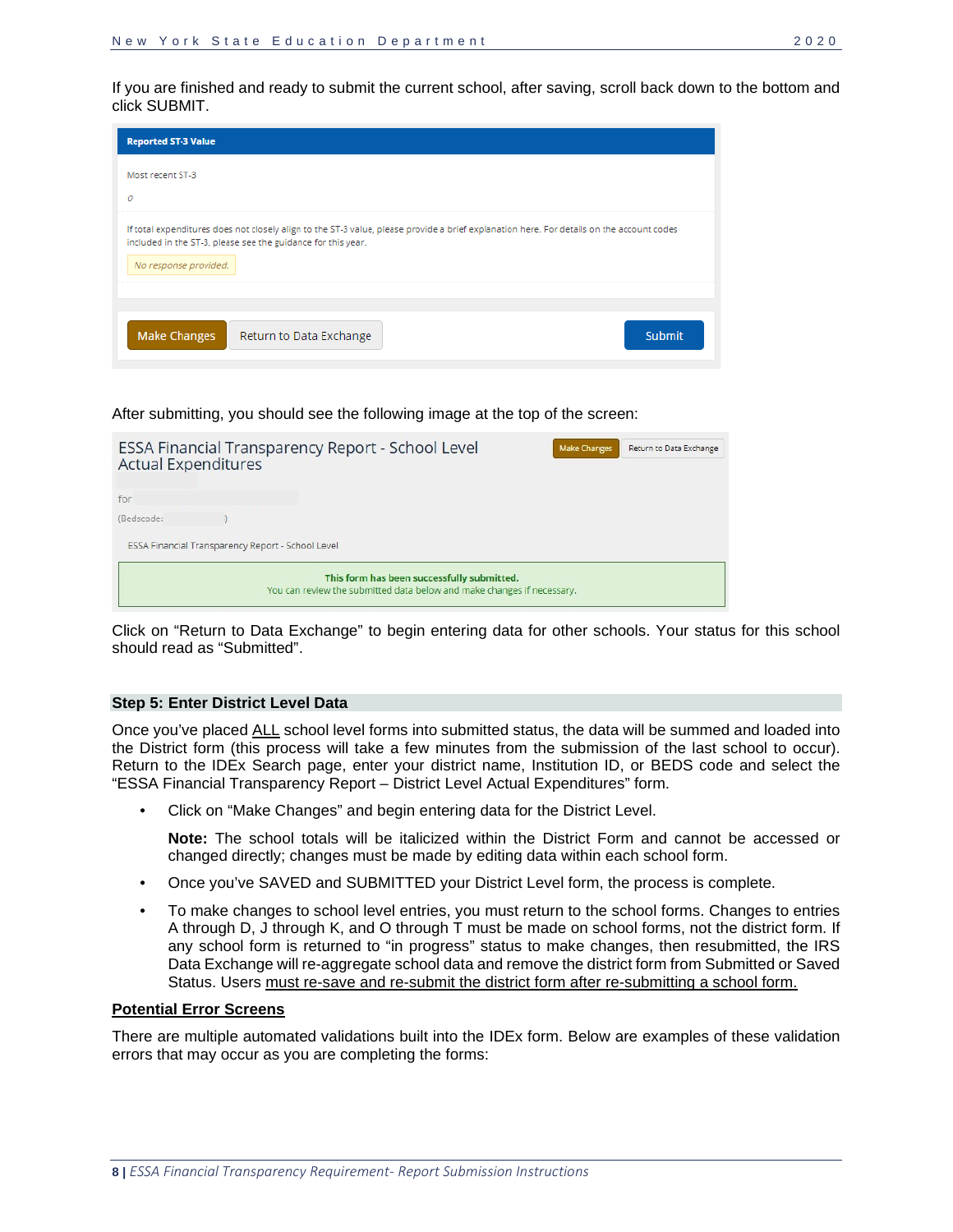If you are finished and ready to submit the current school, after saving, scroll back down to the bottom and click SUBMIT.

After submitting, you should see the following image at the top of the screen:

Click on "Return to Data Exchange" to begin entering data for other schools. Your status for this school should read as "Submitted".

## Step 5: Enter District Level Data

Once you've placed ALL school level forms into submitted status, the data will be summed and loaded into the District form (this process will take a few minutes from the submission of the last school to occur). Return to the IDEx Search page, enter your district name, Institution ID, or BEDS code and select the "ESSA Financial Transparency Report – District Level Actual Expenditures" form.

- Click on "Make Changes" and begin entering data for the District Level.

  **Note:** The school totals will be italicized within the District Form and cannot be accessed or changed directly; changes must be made by editing data within each school form.

- Once you've SAVED and SUBMITTED your District Level form, the process is complete.

- To make changes to school level entries, you must return to the school forms. Changes to entries A through D, J through K, and O through T must be made on school forms, not the district form. If any school form is returned to "in progress" status to make changes, then resubmitted, the IRS Data Exchange will re-aggregate school data and remove the district form from Submitted or Saved Status. Users must re-save and re-submit the district form after re-submitting a school form.

## Potential Error Screens

There are multiple automated validations built into the IDEx form. Below are examples of these validation errors that may occur as you are completing the forms: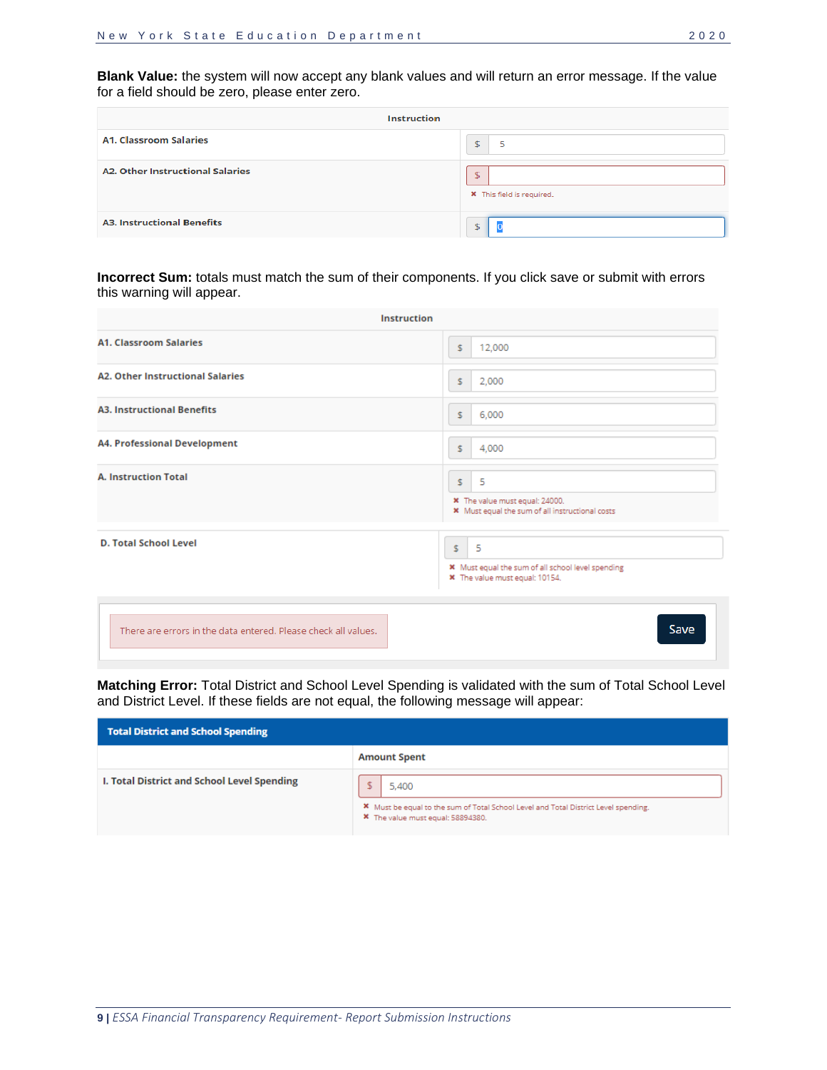**Blank Value:** the system will now accept any blank values and will return an error message. If the value for a field should be zero, please enter zero.

| Instruction | |
|---|---|
| A1. Classroom Salaries | $ 5 |
| A2. Other Instructional Salaries | $<br>✖ This field is required. |
| A3. Instructional Benefits | $ 0 |

**Incorrect Sum:** totals must match the sum of their components. If you click save or submit with errors this warning will appear.

| Instruction | |
|---|---|
| A1. Classroom Salaries | $ 12,000 |
| A2. Other Instructional Salaries | $ 2,000 |
| A3. Instructional Benefits | $ 6,000 |
| A4. Professional Development | $ 4,000 |
| A. Instruction Total | $ 5<br>✖ The value must equal: 24000.<br>✖ Must equal the sum of all instructional costs |

| D. Total School Level | $ 5<br>✖ Must equal the sum of all school level spending<br>✖ The value must equal: 10154. |
|---|---|

There are errors in the data entered. Please check all values. — Save

**Matching Error:** Total District and School Level Spending is validated with the sum of Total School Level and District Level. If these fields are not equal, the following message will appear:

| Total District and School Spending | |
|---|---|
| | Amount Spent |
| I. Total District and School Level Spending | $ 5,400<br>✖ Must be equal to the sum of Total School Level and Total District Level spending.<br>✖ The value must equal: 58894380. |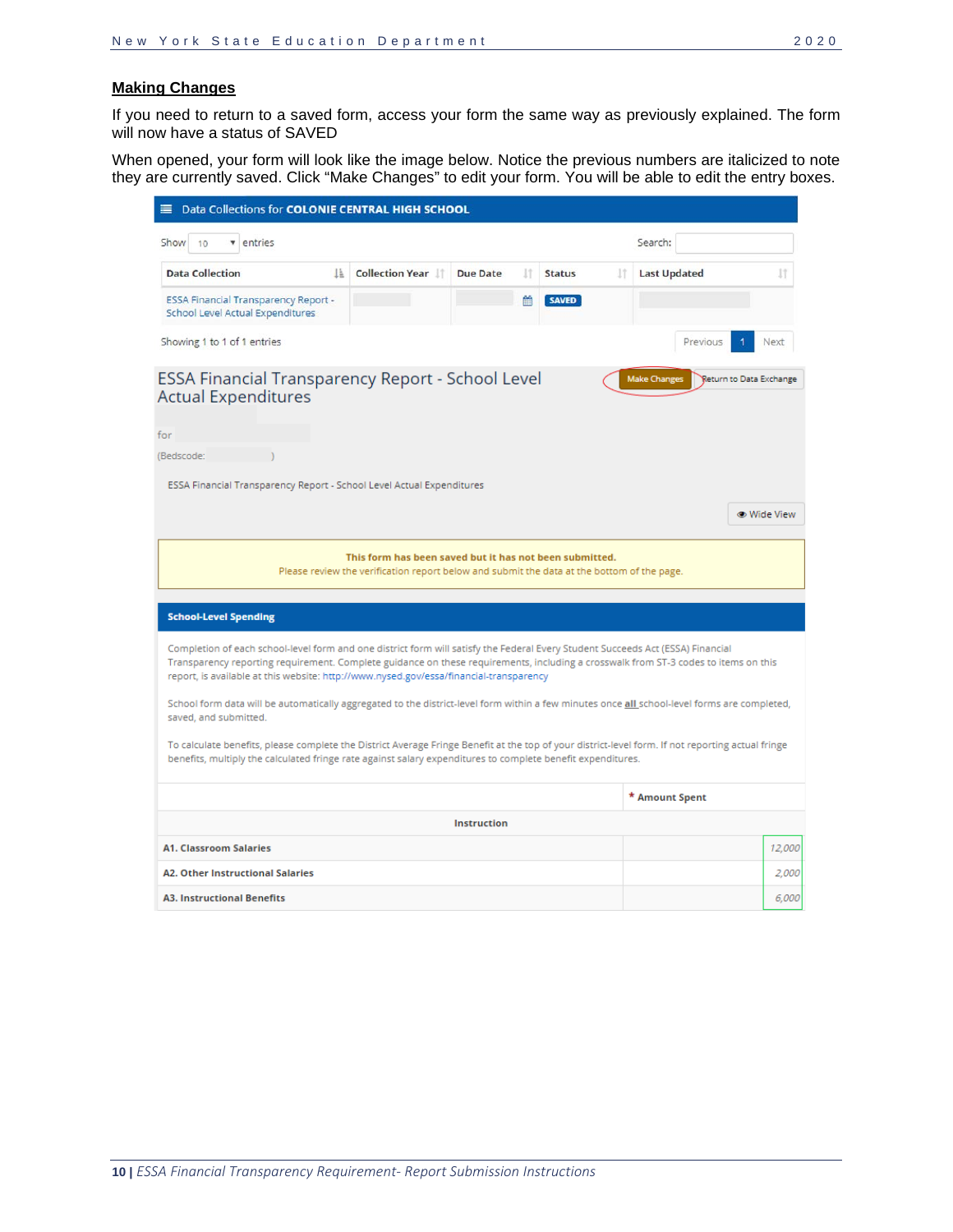## Making Changes

If you need to return to a saved form, access your form the same way as previously explained. The form will now have a status of SAVED

When opened, your form will look like the image below. Notice the previous numbers are italicized to note they are currently saved. Click "Make Changes" to edit your form. You will be able to edit the entry boxes.

Data Collections for **COLONIE CENTRAL HIGH SCHOOL**

Show 10 entries Search:

| Data Collection | Collection Year | Due Date | Status | Last Updated |
|---|---|---|---|---|
| ESSA Financial Transparency Report - School Level Actual Expenditures | | | SAVED | |

Showing 1 to 1 of 1 entries Previous 1 Next

ESSA Financial Transparency Report - School Level Actual Expenditures

Make Changes Return to Data Exchange

for

(Bedscode: )

ESSA Financial Transparency Report - School Level Actual Expenditures

Wide View

**This form has been saved but it has not been submitted.**
Please review the verification report below and submit the data at the bottom of the page.

**School-Level Spending**

Completion of each school-level form and one district form will satisfy the Federal Every Student Succeeds Act (ESSA) Financial Transparency reporting requirement. Complete guidance on these requirements, including a crosswalk from ST-3 codes to items on this report, is available at this website: http://www.nysed.gov/essa/financial-transparency

School form data will be automatically aggregated to the district-level form within a few minutes once **all** school-level forms are completed, saved, and submitted.

To calculate benefits, please complete the District Average Fringe Benefit at the top of your district-level form. If not reporting actual fringe benefits, multiply the calculated fringe rate against salary expenditures to complete benefit expenditures.

| | * Amount Spent |
|---|---|
| **Instruction** | |
| **A1. Classroom Salaries** | *12,000* |
| **A2. Other Instructional Salaries** | *2,000* |
| **A3. Instructional Benefits** | *6,000* |